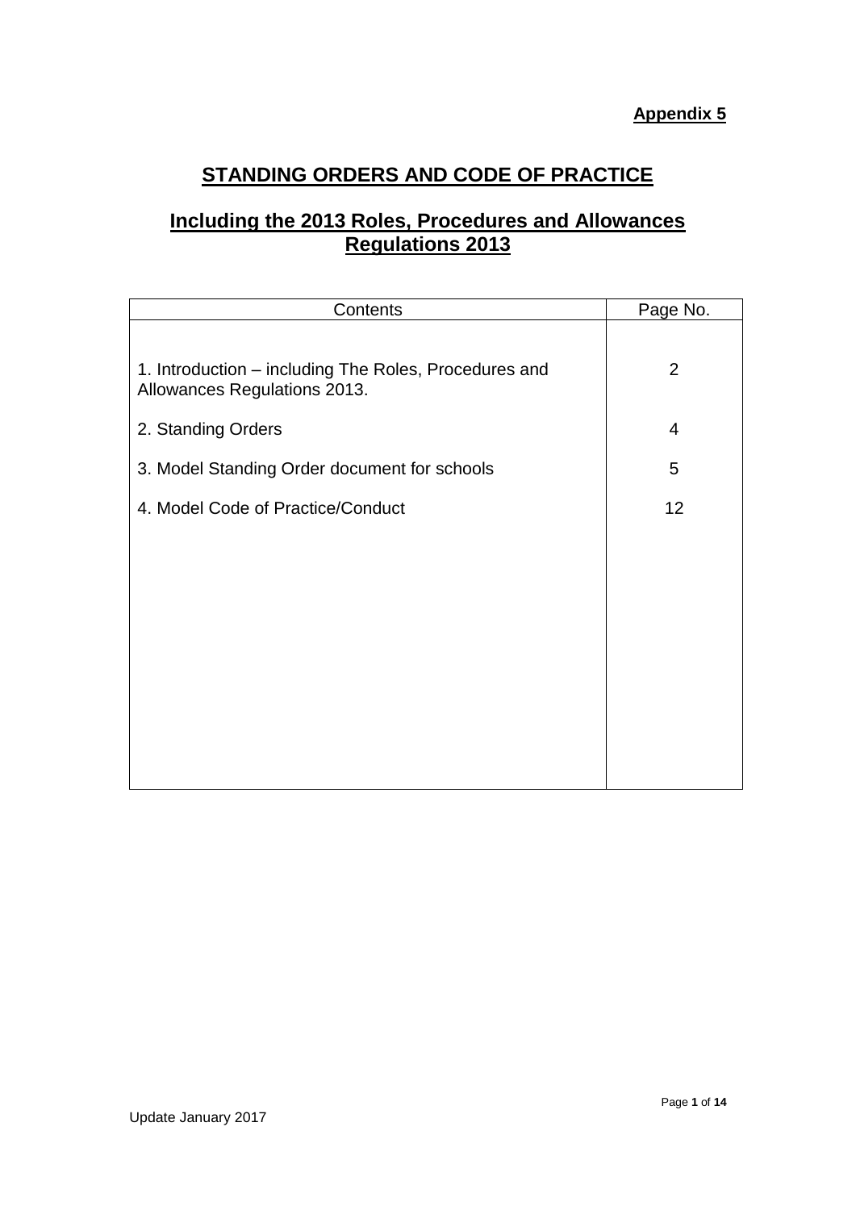**Appendix 5**

# STANDING ORDERS AND CODE OF PRACTICE

## Including the 2013 Roles, Procedures and Allowances Regulations 2013

| Contents | Page No. |
|---|---|
| 1. Introduction – including The Roles, Procedures and Allowances Regulations 2013. | 2 |
| 2. Standing Orders | 4 |
| 3. Model Standing Order document for schools | 5 |
| 4. Model Code of Practice/Conduct | 12 |

Update January 2017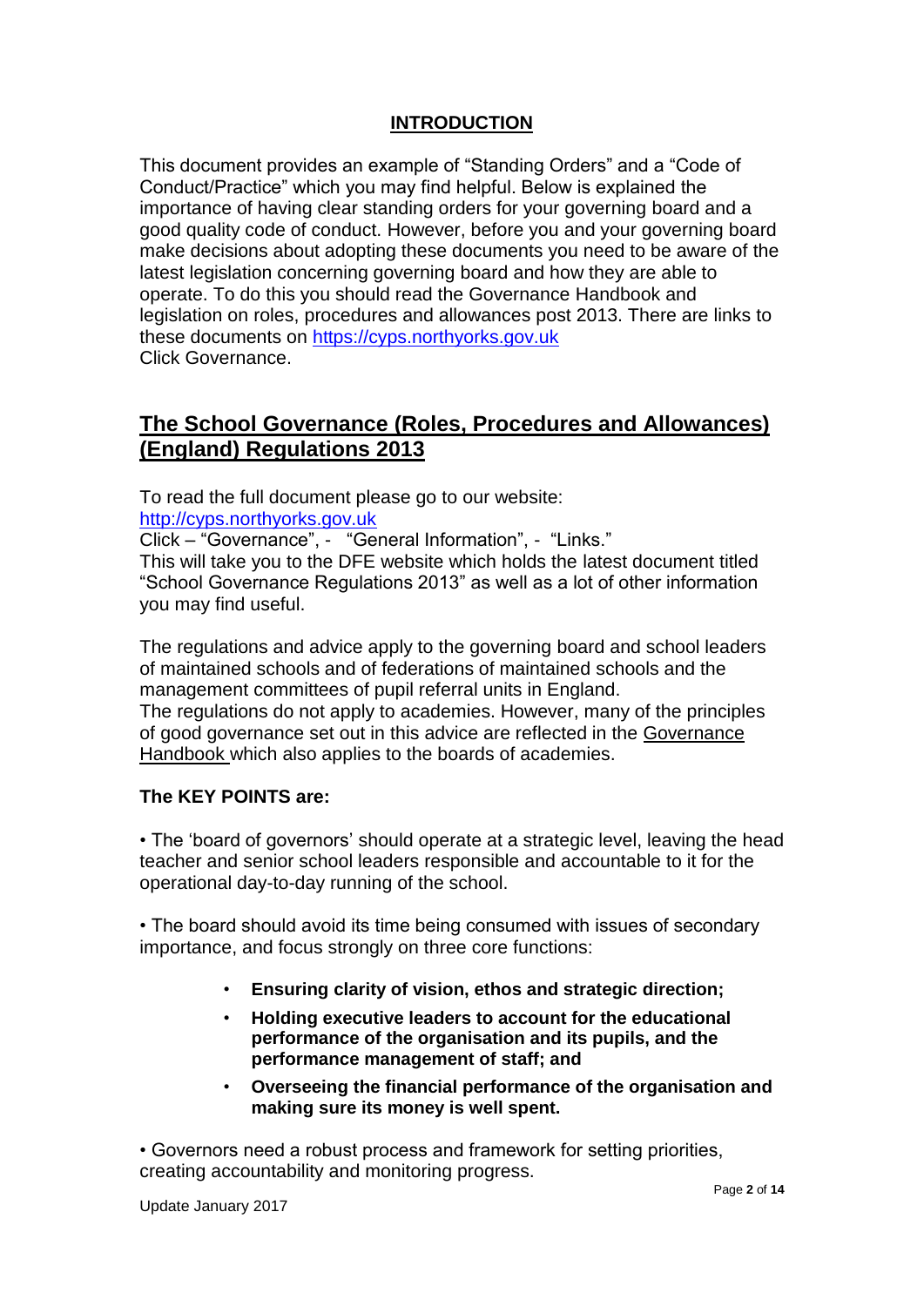## INTRODUCTION

This document provides an example of "Standing Orders" and a "Code of Conduct/Practice" which you may find helpful. Below is explained the importance of having clear standing orders for your governing board and a good quality code of conduct. However, before you and your governing board make decisions about adopting these documents you need to be aware of the latest legislation concerning governing board and how they are able to operate. To do this you should read the Governance Handbook and legislation on roles, procedures and allowances post 2013. There are links to these documents on https://cyps.northyorks.gov.uk
Click Governance.

## The School Governance (Roles, Procedures and Allowances) (England) Regulations 2013

To read the full document please go to our website:
http://cyps.northyorks.gov.uk
Click – "Governance", - "General Information", - "Links."
This will take you to the DFE website which holds the latest document titled "School Governance Regulations 2013" as well as a lot of other information you may find useful.

The regulations and advice apply to the governing board and school leaders of maintained schools and of federations of maintained schools and the management committees of pupil referral units in England.
The regulations do not apply to academies. However, many of the principles of good governance set out in this advice are reflected in the Governance Handbook which also applies to the boards of academies.

**The KEY POINTS are:**

• The 'board of governors' should operate at a strategic level, leaving the head teacher and senior school leaders responsible and accountable to it for the operational day-to-day running of the school.

• The board should avoid its time being consumed with issues of secondary importance, and focus strongly on three core functions:

- **Ensuring clarity of vision, ethos and strategic direction;**
- **Holding executive leaders to account for the educational performance of the organisation and its pupils, and the performance management of staff; and**
- **Overseeing the financial performance of the organisation and making sure its money is well spent.**

• Governors need a robust process and framework for setting priorities, creating accountability and monitoring progress.

Update January 2017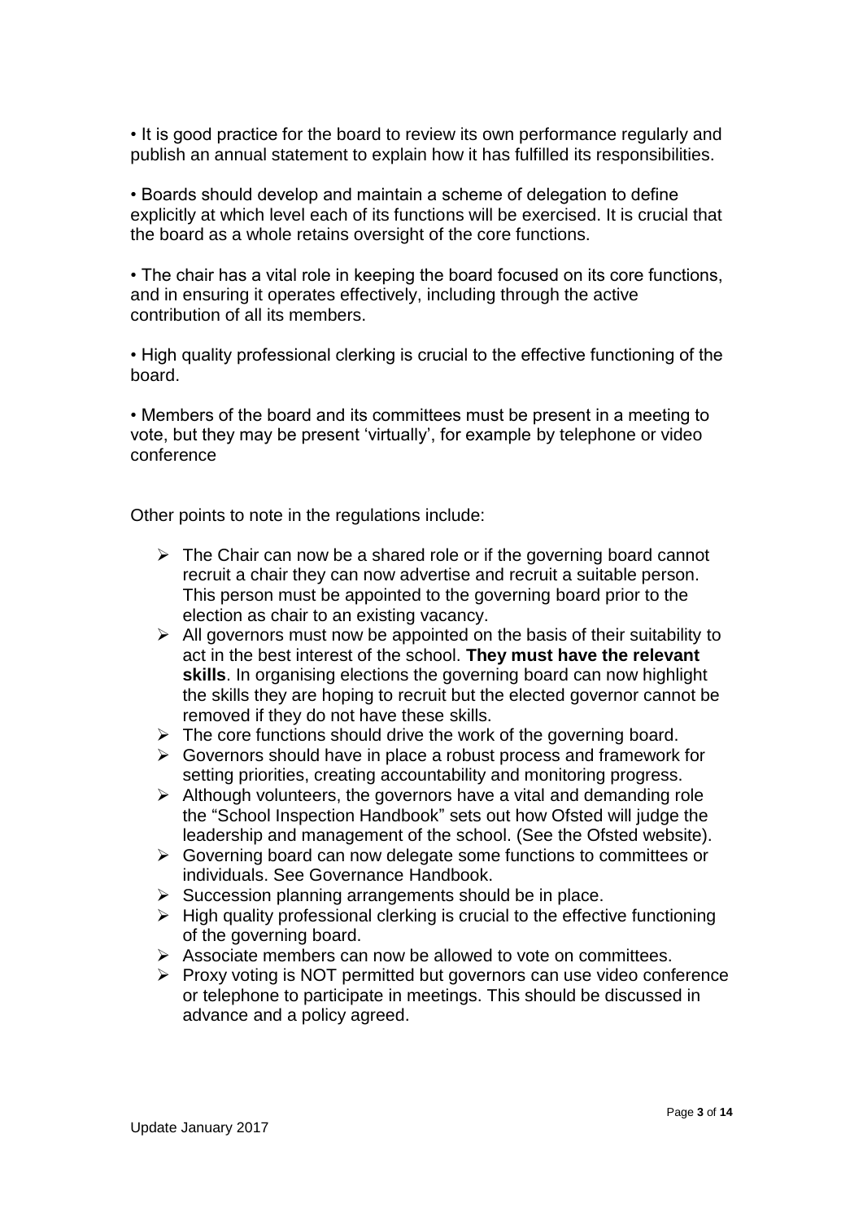- It is good practice for the board to review its own performance regularly and publish an annual statement to explain how it has fulfilled its responsibilities.

- Boards should develop and maintain a scheme of delegation to define explicitly at which level each of its functions will be exercised. It is crucial that the board as a whole retains oversight of the core functions.

- The chair has a vital role in keeping the board focused on its core functions, and in ensuring it operates effectively, including through the active contribution of all its members.

- High quality professional clerking is crucial to the effective functioning of the board.

- Members of the board and its committees must be present in a meeting to vote, but they may be present 'virtually', for example by telephone or video conference

Other points to note in the regulations include:

- The Chair can now be a shared role or if the governing board cannot recruit a chair they can now advertise and recruit a suitable person. This person must be appointed to the governing board prior to the election as chair to an existing vacancy.
- All governors must now be appointed on the basis of their suitability to act in the best interest of the school. **They must have the relevant skills**. In organising elections the governing board can now highlight the skills they are hoping to recruit but the elected governor cannot be removed if they do not have these skills.
- The core functions should drive the work of the governing board.
- Governors should have in place a robust process and framework for setting priorities, creating accountability and monitoring progress.
- Although volunteers, the governors have a vital and demanding role the "School Inspection Handbook" sets out how Ofsted will judge the leadership and management of the school. (See the Ofsted website).
- Governing board can now delegate some functions to committees or individuals. See Governance Handbook.
- Succession planning arrangements should be in place.
- High quality professional clerking is crucial to the effective functioning of the governing board.
- Associate members can now be allowed to vote on committees.
- Proxy voting is NOT permitted but governors can use video conference or telephone to participate in meetings. This should be discussed in advance and a policy agreed.

Update January 2017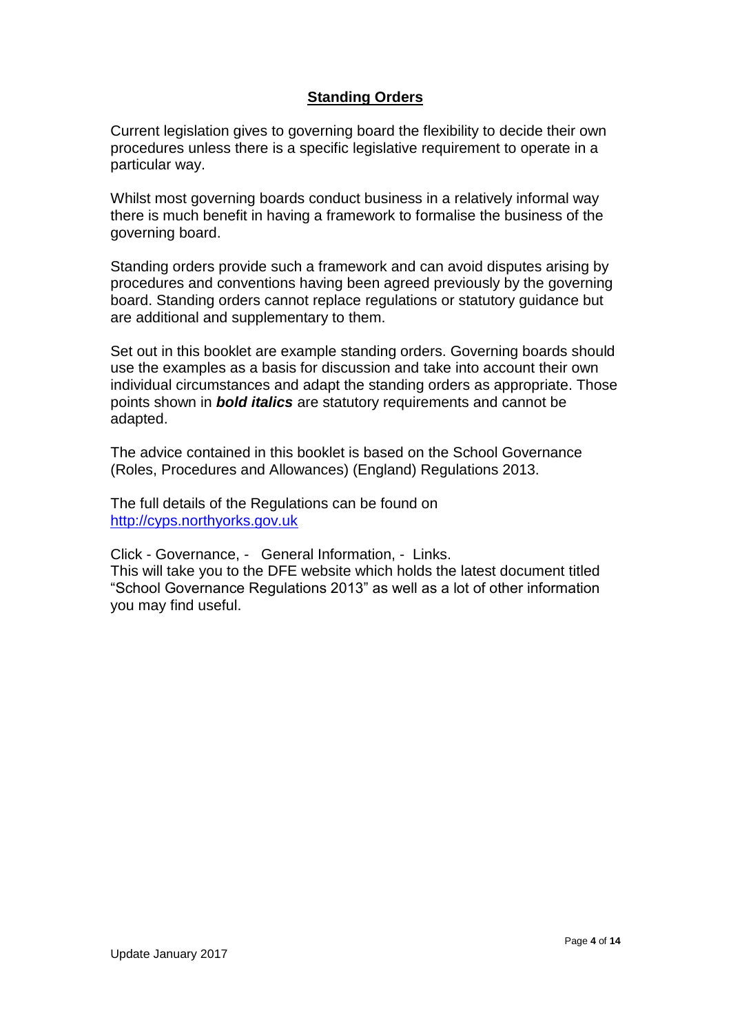## Standing Orders

Current legislation gives to governing board the flexibility to decide their own procedures unless there is a specific legislative requirement to operate in a particular way.

Whilst most governing boards conduct business in a relatively informal way there is much benefit in having a framework to formalise the business of the governing board.

Standing orders provide such a framework and can avoid disputes arising by procedures and conventions having been agreed previously by the governing board. Standing orders cannot replace regulations or statutory guidance but are additional and supplementary to them.

Set out in this booklet are example standing orders. Governing boards should use the examples as a basis for discussion and take into account their own individual circumstances and adapt the standing orders as appropriate. Those points shown in ***bold italics*** are statutory requirements and cannot be adapted.

The advice contained in this booklet is based on the School Governance (Roles, Procedures and Allowances) (England) Regulations 2013.

The full details of the Regulations can be found on [http://cyps.northyorks.gov.uk](http://cyps.northyorks.gov.uk)

Click - Governance, - General Information, - Links.
This will take you to the DFE website which holds the latest document titled "School Governance Regulations 2013" as well as a lot of other information you may find useful.

Update January 2017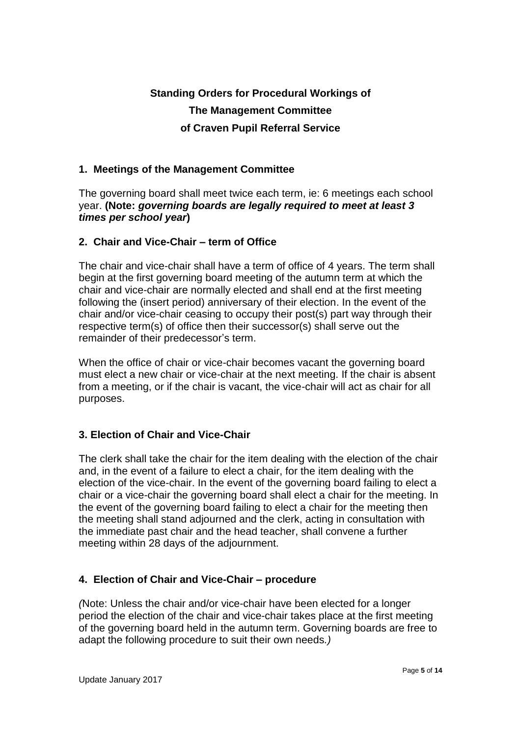# Standing Orders for Procedural Workings of The Management Committee of Craven Pupil Referral Service

## 1. Meetings of the Management Committee

The governing board shall meet twice each term, ie: 6 meetings each school year. **(Note: *governing boards are legally required to meet at least 3 times per school year*)**

## 2. Chair and Vice-Chair – term of Office

The chair and vice-chair shall have a term of office of 4 years. The term shall begin at the first governing board meeting of the autumn term at which the chair and vice-chair are normally elected and shall end at the first meeting following the (insert period) anniversary of their election. In the event of the chair and/or vice-chair ceasing to occupy their post(s) part way through their respective term(s) of office then their successor(s) shall serve out the remainder of their predecessor's term.

When the office of chair or vice-chair becomes vacant the governing board must elect a new chair or vice-chair at the next meeting. If the chair is absent from a meeting, or if the chair is vacant, the vice-chair will act as chair for all purposes.

## 3. Election of Chair and Vice-Chair

The clerk shall take the chair for the item dealing with the election of the chair and, in the event of a failure to elect a chair, for the item dealing with the election of the vice-chair. In the event of the governing board failing to elect a chair or a vice-chair the governing board shall elect a chair for the meeting. In the event of the governing board failing to elect a chair for the meeting then the meeting shall stand adjourned and the clerk, acting in consultation with the immediate past chair and the head teacher, shall convene a further meeting within 28 days of the adjournment.

## 4. Election of Chair and Vice-Chair – procedure

*(Note: Unless the chair and/or vice-chair have been elected for a longer period the election of the chair and vice-chair takes place at the first meeting of the governing board held in the autumn term. Governing boards are free to adapt the following procedure to suit their own needs.)*

Update January 2017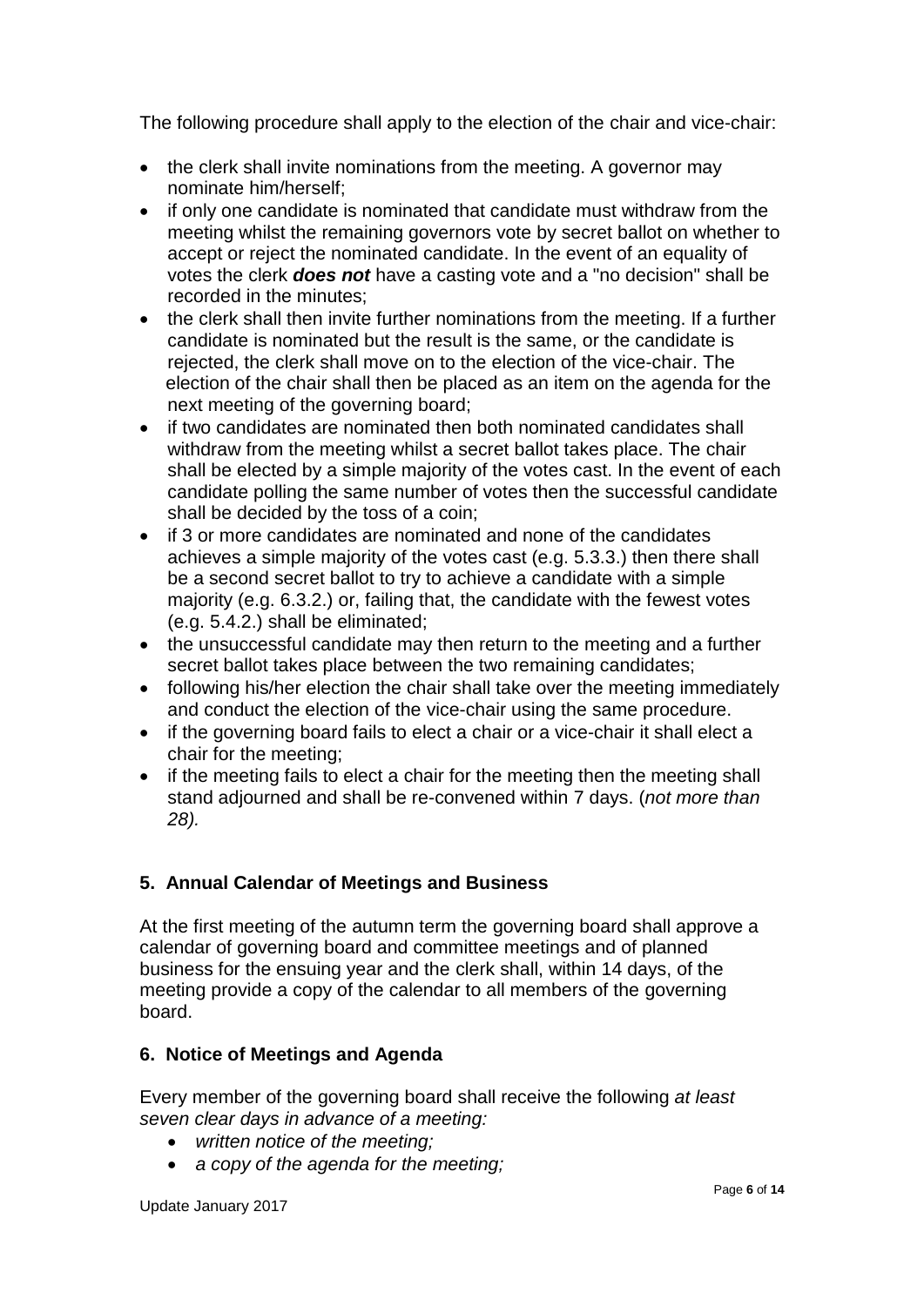The following procedure shall apply to the election of the chair and vice-chair:

- the clerk shall invite nominations from the meeting. A governor may nominate him/herself;
- if only one candidate is nominated that candidate must withdraw from the meeting whilst the remaining governors vote by secret ballot on whether to accept or reject the nominated candidate. In the event of an equality of votes the clerk ***does not*** have a casting vote and a "no decision" shall be recorded in the minutes;
- the clerk shall then invite further nominations from the meeting. If a further candidate is nominated but the result is the same, or the candidate is rejected, the clerk shall move on to the election of the vice-chair. The election of the chair shall then be placed as an item on the agenda for the next meeting of the governing board;
- if two candidates are nominated then both nominated candidates shall withdraw from the meeting whilst a secret ballot takes place. The chair shall be elected by a simple majority of the votes cast. In the event of each candidate polling the same number of votes then the successful candidate shall be decided by the toss of a coin;
- if 3 or more candidates are nominated and none of the candidates achieves a simple majority of the votes cast (e.g. 5.3.3.) then there shall be a second secret ballot to try to achieve a candidate with a simple majority (e.g. 6.3.2.) or, failing that, the candidate with the fewest votes (e.g. 5.4.2.) shall be eliminated;
- the unsuccessful candidate may then return to the meeting and a further secret ballot takes place between the two remaining candidates;
- following his/her election the chair shall take over the meeting immediately and conduct the election of the vice-chair using the same procedure.
- if the governing board fails to elect a chair or a vice-chair it shall elect a chair for the meeting;
- if the meeting fails to elect a chair for the meeting then the meeting shall stand adjourned and shall be re-convened within 7 days. (*not more than 28).*

## 5. Annual Calendar of Meetings and Business

At the first meeting of the autumn term the governing board shall approve a calendar of governing board and committee meetings and of planned business for the ensuing year and the clerk shall, within 14 days, of the meeting provide a copy of the calendar to all members of the governing board.

## 6. Notice of Meetings and Agenda

Every member of the governing board shall receive the following *at least seven clear days in advance of a meeting:*

- *written notice of the meeting;*
- *a copy of the agenda for the meeting;*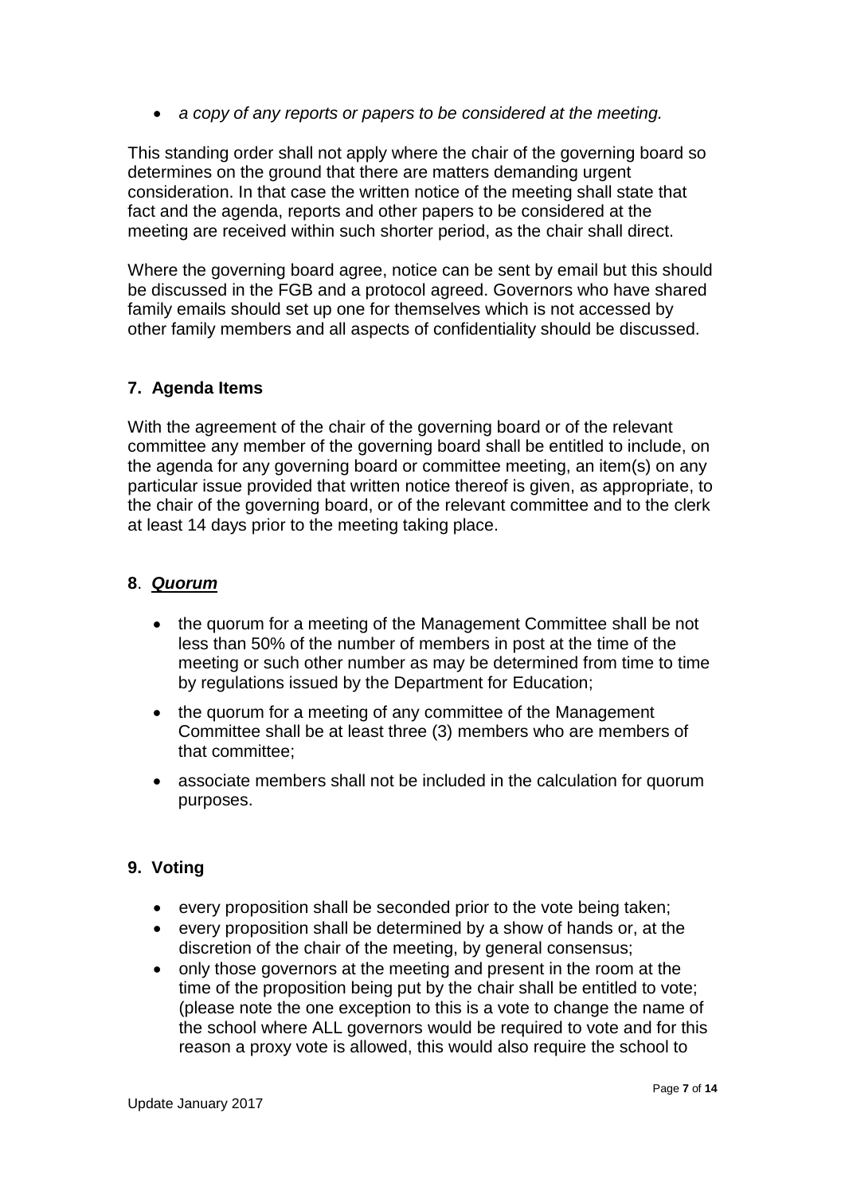- *a copy of any reports or papers to be considered at the meeting.*

This standing order shall not apply where the chair of the governing board so determines on the ground that there are matters demanding urgent consideration. In that case the written notice of the meeting shall state that fact and the agenda, reports and other papers to be considered at the meeting are received within such shorter period, as the chair shall direct.

Where the governing board agree, notice can be sent by email but this should be discussed in the FGB and a protocol agreed. Governors who have shared family emails should set up one for themselves which is not accessed by other family members and all aspects of confidentiality should be discussed.

## 7. Agenda Items

With the agreement of the chair of the governing board or of the relevant committee any member of the governing board shall be entitled to include, on the agenda for any governing board or committee meeting, an item(s) on any particular issue provided that written notice thereof is given, as appropriate, to the chair of the governing board, or of the relevant committee and to the clerk at least 14 days prior to the meeting taking place.

## 8. ***Quorum***

- the quorum for a meeting of the Management Committee shall be not less than 50% of the number of members in post at the time of the meeting or such other number as may be determined from time to time by regulations issued by the Department for Education;
- the quorum for a meeting of any committee of the Management Committee shall be at least three (3) members who are members of that committee;
- associate members shall not be included in the calculation for quorum purposes.

## 9. Voting

- every proposition shall be seconded prior to the vote being taken;
- every proposition shall be determined by a show of hands or, at the discretion of the chair of the meeting, by general consensus;
- only those governors at the meeting and present in the room at the time of the proposition being put by the chair shall be entitled to vote; (please note the one exception to this is a vote to change the name of the school where ALL governors would be required to vote and for this reason a proxy vote is allowed, this would also require the school to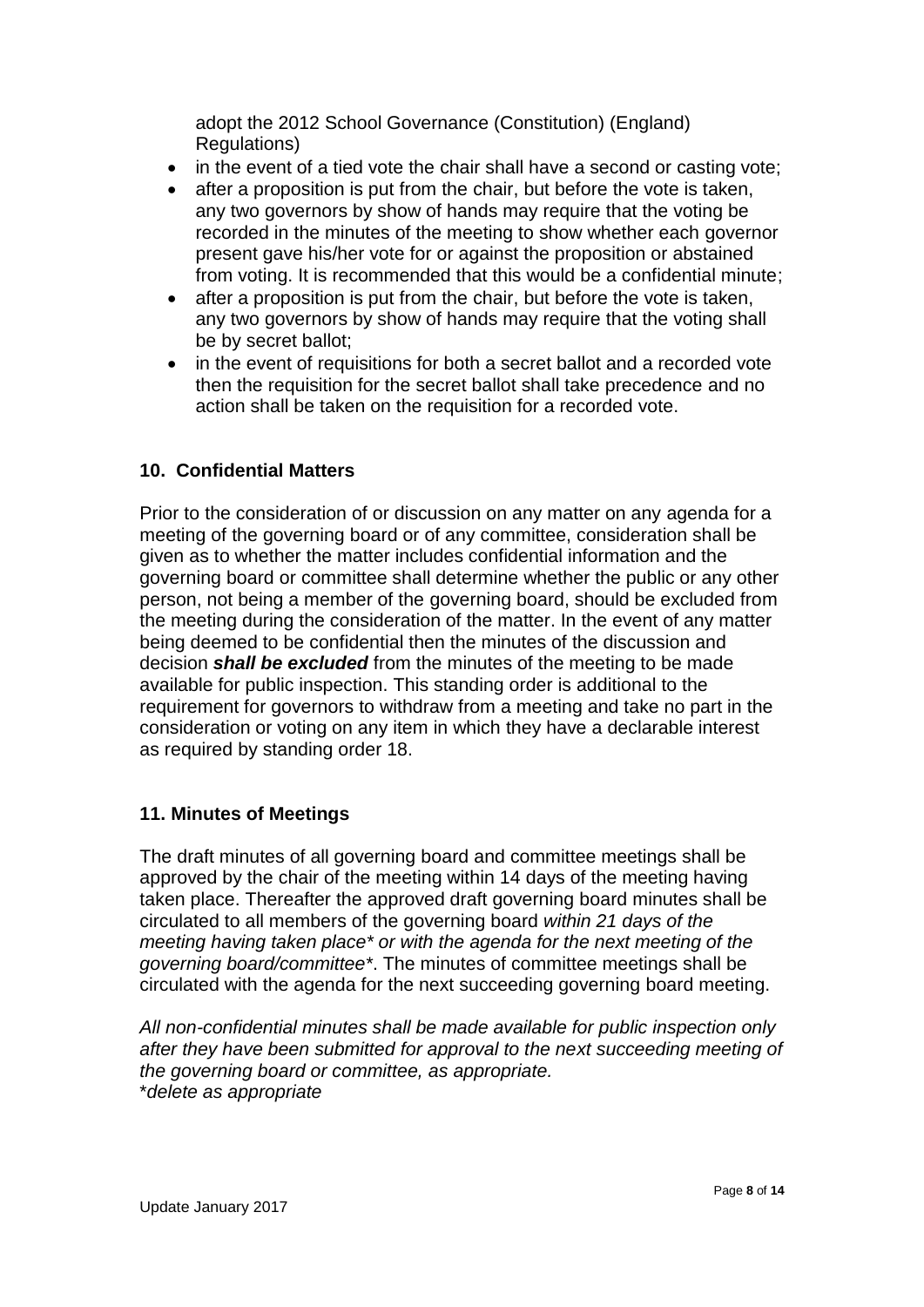adopt the 2012 School Governance (Constitution) (England) Regulations)

- in the event of a tied vote the chair shall have a second or casting vote;
- after a proposition is put from the chair, but before the vote is taken, any two governors by show of hands may require that the voting be recorded in the minutes of the meeting to show whether each governor present gave his/her vote for or against the proposition or abstained from voting. It is recommended that this would be a confidential minute;
- after a proposition is put from the chair, but before the vote is taken, any two governors by show of hands may require that the voting shall be by secret ballot;
- in the event of requisitions for both a secret ballot and a recorded vote then the requisition for the secret ballot shall take precedence and no action shall be taken on the requisition for a recorded vote.

## 10. Confidential Matters

Prior to the consideration of or discussion on any matter on any agenda for a meeting of the governing board or of any committee, consideration shall be given as to whether the matter includes confidential information and the governing board or committee shall determine whether the public or any other person, not being a member of the governing board, should be excluded from the meeting during the consideration of the matter. In the event of any matter being deemed to be confidential then the minutes of the discussion and decision ***shall be excluded*** from the minutes of the meeting to be made available for public inspection. This standing order is additional to the requirement for governors to withdraw from a meeting and take no part in the consideration or voting on any item in which they have a declarable interest as required by standing order 18.

## 11. Minutes of Meetings

The draft minutes of all governing board and committee meetings shall be approved by the chair of the meeting within 14 days of the meeting having taken place. Thereafter the approved draft governing board minutes shall be circulated to all members of the governing board *within 21 days of the meeting having taken place* or with the agenda for the next meeting of the governing board/committee**. The minutes of committee meetings shall be circulated with the agenda for the next succeeding governing board meeting.

*All non-confidential minutes shall be made available for public inspection only after they have been submitted for approval to the next succeeding meeting of the governing board or committee, as appropriate.*
\**delete as appropriate*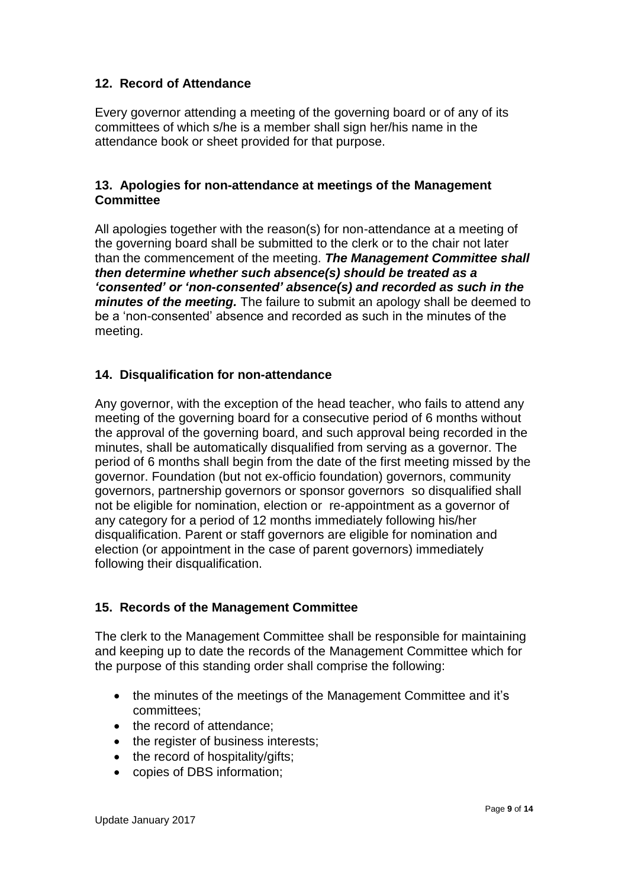### 12. Record of Attendance

Every governor attending a meeting of the governing board or of any of its committees of which s/he is a member shall sign her/his name in the attendance book or sheet provided for that purpose.

### 13. Apologies for non-attendance at meetings of the Management Committee

All apologies together with the reason(s) for non-attendance at a meeting of the governing board shall be submitted to the clerk or to the chair not later than the commencement of the meeting. ***The Management Committee shall then determine whether such absence(s) should be treated as a 'consented' or 'non-consented' absence(s) and recorded as such in the minutes of the meeting.*** The failure to submit an apology shall be deemed to be a 'non-consented' absence and recorded as such in the minutes of the meeting.

### 14. Disqualification for non-attendance

Any governor, with the exception of the head teacher, who fails to attend any meeting of the governing board for a consecutive period of 6 months without the approval of the governing board, and such approval being recorded in the minutes, shall be automatically disqualified from serving as a governor. The period of 6 months shall begin from the date of the first meeting missed by the governor. Foundation (but not ex-officio foundation) governors, community governors, partnership governors or sponsor governors so disqualified shall not be eligible for nomination, election or re-appointment as a governor of any category for a period of 12 months immediately following his/her disqualification. Parent or staff governors are eligible for nomination and election (or appointment in the case of parent governors) immediately following their disqualification.

### 15. Records of the Management Committee

The clerk to the Management Committee shall be responsible for maintaining and keeping up to date the records of the Management Committee which for the purpose of this standing order shall comprise the following:

- the minutes of the meetings of the Management Committee and it's committees;
- the record of attendance;
- the register of business interests;
- the record of hospitality/gifts;
- copies of DBS information;

Update January 2017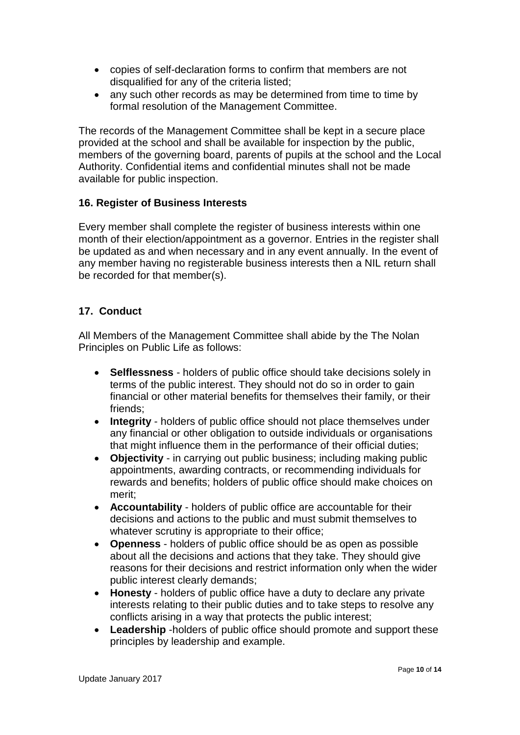- copies of self-declaration forms to confirm that members are not disqualified for any of the criteria listed;
- any such other records as may be determined from time to time by formal resolution of the Management Committee.

The records of the Management Committee shall be kept in a secure place provided at the school and shall be available for inspection by the public, members of the governing board, parents of pupils at the school and the Local Authority. Confidential items and confidential minutes shall not be made available for public inspection.

### 16. Register of Business Interests

Every member shall complete the register of business interests within one month of their election/appointment as a governor. Entries in the register shall be updated as and when necessary and in any event annually. In the event of any member having no registerable business interests then a NIL return shall be recorded for that member(s).

### 17. Conduct

All Members of the Management Committee shall abide by the The Nolan Principles on Public Life as follows:

- **Selflessness** - holders of public office should take decisions solely in terms of the public interest. They should not do so in order to gain financial or other material benefits for themselves their family, or their friends;
- **Integrity** - holders of public office should not place themselves under any financial or other obligation to outside individuals or organisations that might influence them in the performance of their official duties;
- **Objectivity** - in carrying out public business; including making public appointments, awarding contracts, or recommending individuals for rewards and benefits; holders of public office should make choices on merit;
- **Accountability** - holders of public office are accountable for their decisions and actions to the public and must submit themselves to whatever scrutiny is appropriate to their office;
- **Openness** - holders of public office should be as open as possible about all the decisions and actions that they take. They should give reasons for their decisions and restrict information only when the wider public interest clearly demands;
- **Honesty** - holders of public office have a duty to declare any private interests relating to their public duties and to take steps to resolve any conflicts arising in a way that protects the public interest;
- **Leadership** -holders of public office should promote and support these principles by leadership and example.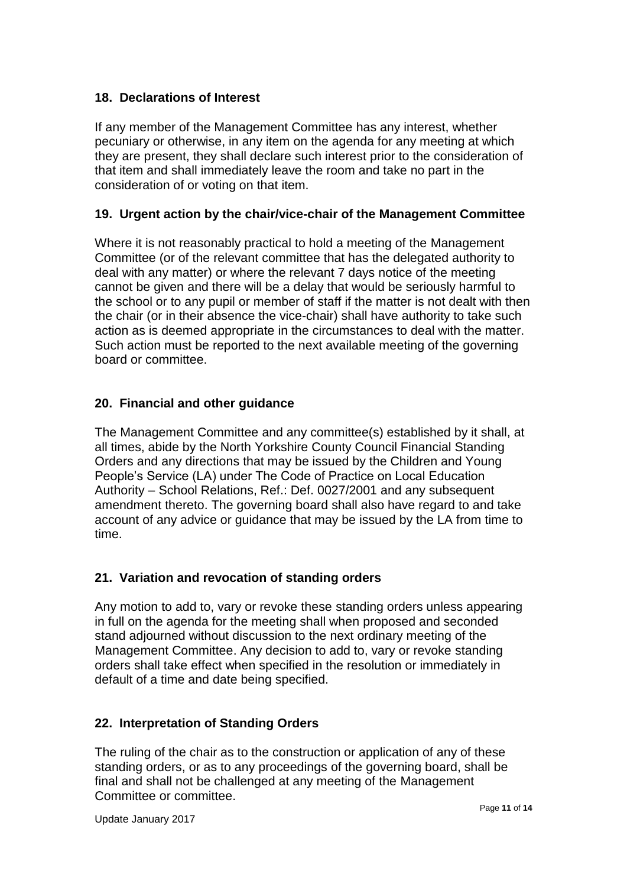## 18. Declarations of Interest

If any member of the Management Committee has any interest, whether pecuniary or otherwise, in any item on the agenda for any meeting at which they are present, they shall declare such interest prior to the consideration of that item and shall immediately leave the room and take no part in the consideration of or voting on that item.

## 19. Urgent action by the chair/vice-chair of the Management Committee

Where it is not reasonably practical to hold a meeting of the Management Committee (or of the relevant committee that has the delegated authority to deal with any matter) or where the relevant 7 days notice of the meeting cannot be given and there will be a delay that would be seriously harmful to the school or to any pupil or member of staff if the matter is not dealt with then the chair (or in their absence the vice-chair) shall have authority to take such action as is deemed appropriate in the circumstances to deal with the matter. Such action must be reported to the next available meeting of the governing board or committee.

## 20. Financial and other guidance

The Management Committee and any committee(s) established by it shall, at all times, abide by the North Yorkshire County Council Financial Standing Orders and any directions that may be issued by the Children and Young People's Service (LA) under The Code of Practice on Local Education Authority – School Relations, Ref.: Def. 0027/2001 and any subsequent amendment thereto. The governing board shall also have regard to and take account of any advice or guidance that may be issued by the LA from time to time.

## 21. Variation and revocation of standing orders

Any motion to add to, vary or revoke these standing orders unless appearing in full on the agenda for the meeting shall when proposed and seconded stand adjourned without discussion to the next ordinary meeting of the Management Committee. Any decision to add to, vary or revoke standing orders shall take effect when specified in the resolution or immediately in default of a time and date being specified.

## 22. Interpretation of Standing Orders

The ruling of the chair as to the construction or application of any of these standing orders, or as to any proceedings of the governing board, shall be final and shall not be challenged at any meeting of the Management Committee or committee.

Update January 2017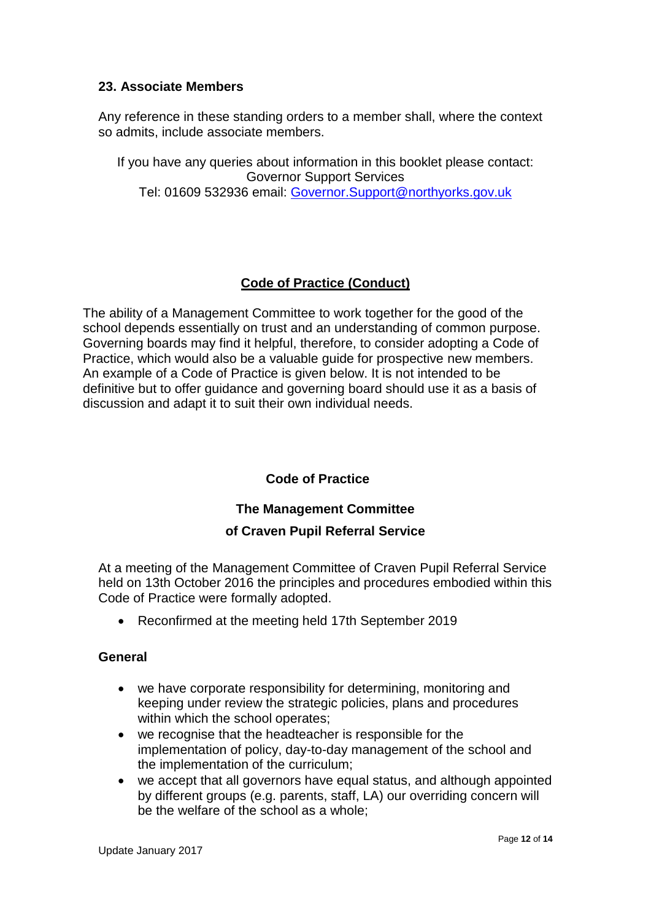### 23. Associate Members

Any reference in these standing orders to a member shall, where the context so admits, include associate members.

If you have any queries about information in this booklet please contact:
Governor Support Services
Tel: 01609 532936 email: [Governor.Support@northyorks.gov.uk](mailto:Governor.Support@northyorks.gov.uk)

## **Code of Practice (Conduct)**

The ability of a Management Committee to work together for the good of the school depends essentially on trust and an understanding of common purpose. Governing boards may find it helpful, therefore, to consider adopting a Code of Practice, which would also be a valuable guide for prospective new members. An example of a Code of Practice is given below. It is not intended to be definitive but to offer guidance and governing board should use it as a basis of discussion and adapt it to suit their own individual needs.

## Code of Practice

## The Management Committee
## of Craven Pupil Referral Service

At a meeting of the Management Committee of Craven Pupil Referral Service held on 13th October 2016 the principles and procedures embodied within this Code of Practice were formally adopted.

- Reconfirmed at the meeting held 17th September 2019

### General

- we have corporate responsibility for determining, monitoring and keeping under review the strategic policies, plans and procedures within which the school operates;
- we recognise that the headteacher is responsible for the implementation of policy, day-to-day management of the school and the implementation of the curriculum;
- we accept that all governors have equal status, and although appointed by different groups (e.g. parents, staff, LA) our overriding concern will be the welfare of the school as a whole;

Update January 2017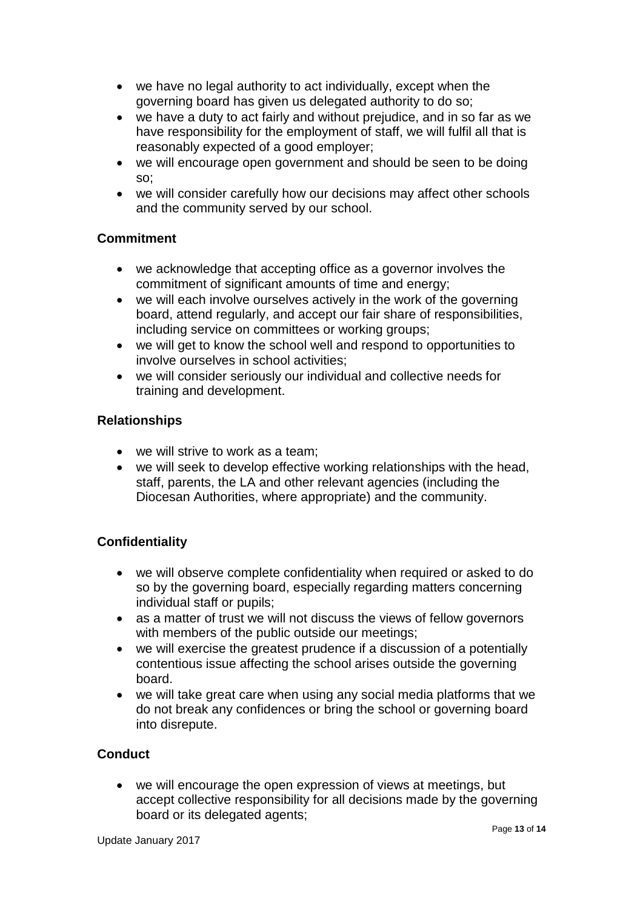- we have no legal authority to act individually, except when the governing board has given us delegated authority to do so;
- we have a duty to act fairly and without prejudice, and in so far as we have responsibility for the employment of staff, we will fulfil all that is reasonably expected of a good employer;
- we will encourage open government and should be seen to be doing so;
- we will consider carefully how our decisions may affect other schools and the community served by our school.

**Commitment**

- we acknowledge that accepting office as a governor involves the commitment of significant amounts of time and energy;
- we will each involve ourselves actively in the work of the governing board, attend regularly, and accept our fair share of responsibilities, including service on committees or working groups;
- we will get to know the school well and respond to opportunities to involve ourselves in school activities;
- we will consider seriously our individual and collective needs for training and development.

**Relationships**

- we will strive to work as a team;
- we will seek to develop effective working relationships with the head, staff, parents, the LA and other relevant agencies (including the Diocesan Authorities, where appropriate) and the community.

**Confidentiality**

- we will observe complete confidentiality when required or asked to do so by the governing board, especially regarding matters concerning individual staff or pupils;
- as a matter of trust we will not discuss the views of fellow governors with members of the public outside our meetings;
- we will exercise the greatest prudence if a discussion of a potentially contentious issue affecting the school arises outside the governing board.
- we will take great care when using any social media platforms that we do not break any confidences or bring the school or governing board into disrepute.

**Conduct**

- we will encourage the open expression of views at meetings, but accept collective responsibility for all decisions made by the governing board or its delegated agents;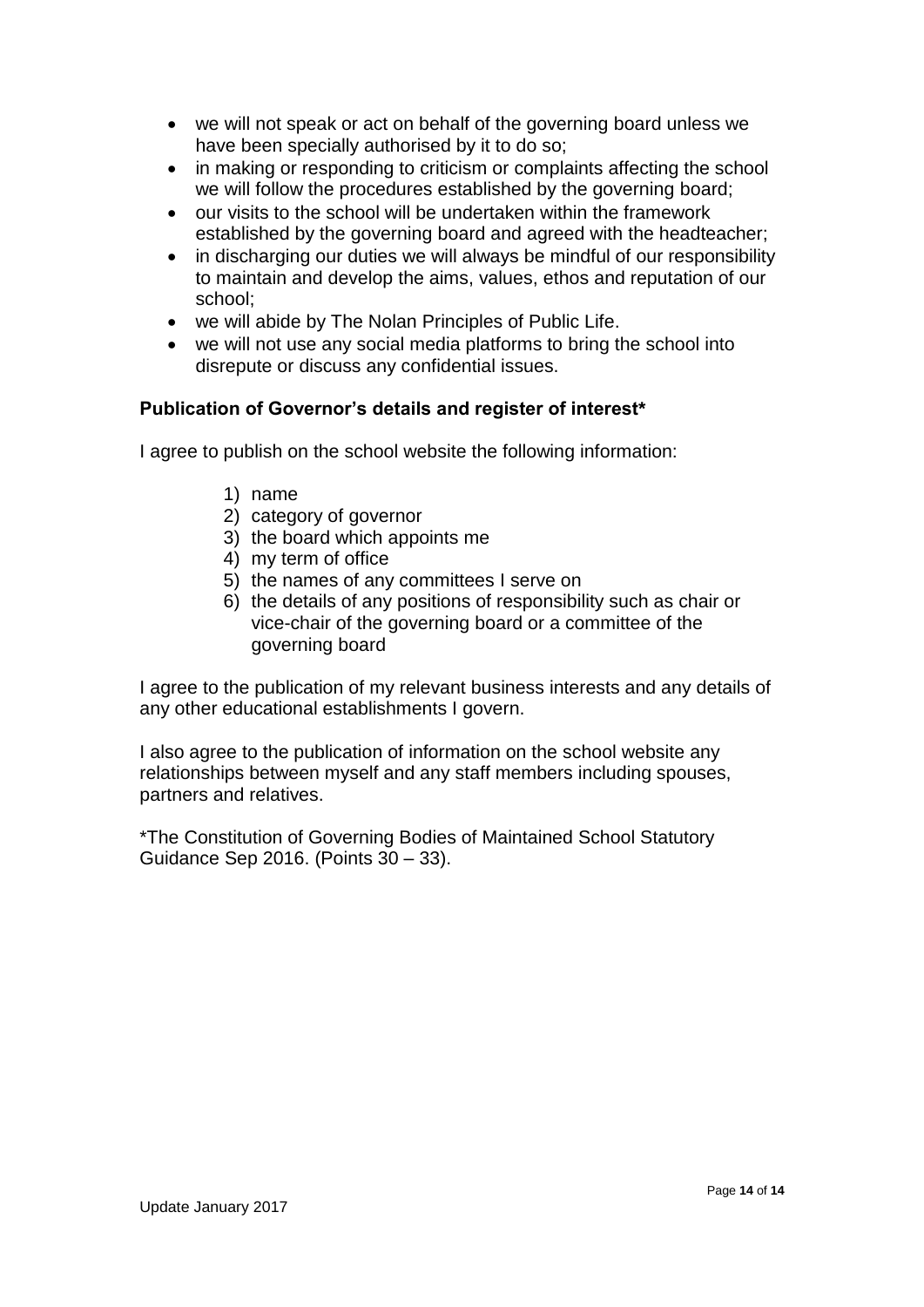- we will not speak or act on behalf of the governing board unless we have been specially authorised by it to do so;
- in making or responding to criticism or complaints affecting the school we will follow the procedures established by the governing board;
- our visits to the school will be undertaken within the framework established by the governing board and agreed with the headteacher;
- in discharging our duties we will always be mindful of our responsibility to maintain and develop the aims, values, ethos and reputation of our school;
- we will abide by The Nolan Principles of Public Life.
- we will not use any social media platforms to bring the school into disrepute or discuss any confidential issues.

### Publication of Governor's details and register of interest*

I agree to publish on the school website the following information:

1) name
2) category of governor
3) the board which appoints me
4) my term of office
5) the names of any committees I serve on
6) the details of any positions of responsibility such as chair or vice-chair of the governing board or a committee of the governing board

I agree to the publication of my relevant business interests and any details of any other educational establishments I govern.

I also agree to the publication of information on the school website any relationships between myself and any staff members including spouses, partners and relatives.

*The Constitution of Governing Bodies of Maintained School Statutory Guidance Sep 2016. (Points 30 – 33).

Update January 2017